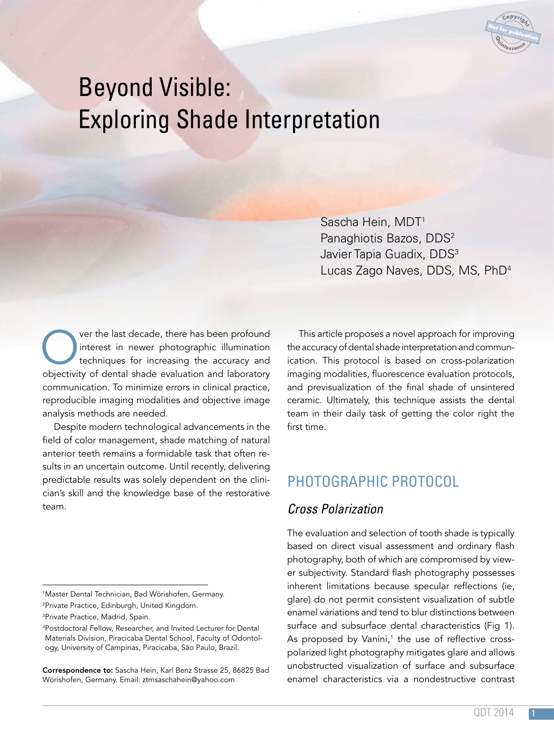# Beyond Visible: Exploring Shade Interpretation

Sascha Hein, MDT[1]
Panaghiotis Bazos, DDS[2]
Javier Tapia Guadix, DDS[3]
Lucas Zago Naves, DDS, MS, PhD[4]

Over the last decade, there has been profound interest in newer photographic illumination techniques for increasing the accuracy and objectivity of dental shade evaluation and laboratory communication. To minimize errors in clinical practice, reproducible imaging modalities and objective image analysis methods are needed.

Despite modern technological advancements in the field of color management, shade matching of natural anterior teeth remains a formidable task that often results in an uncertain outcome. Until recently, delivering predictable results was solely dependent on the clinician's skill and the knowledge base of the restorative team.

This article proposes a novel approach for improving the accuracy of dental shade interpretation and communication. This protocol is based on cross-polarization imaging modalities, fluorescence evaluation protocols, and previsualization of the final shade of unsintered ceramic. Ultimately, this technique assists the dental team in their daily task of getting the color right the first time.

## PHOTOGRAPHIC PROTOCOL

### *Cross Polarization*

The evaluation and selection of tooth shade is typically based on direct visual assessment and ordinary flash photography, both of which are compromised by viewer subjectivity. Standard flash photography possesses inherent limitations because specular reflections (ie, glare) do not permit consistent visualization of subtle enamel variations and tend to blur distinctions between surface and subsurface dental characteristics (Fig 1). As proposed by Vanini,[1] the use of reflective cross-polarized light photography mitigates glare and allows unobstructed visualization of surface and subsurface enamel characteristics via a nondestructive contrast

---

[1]Master Dental Technician, Bad Wörishofen, Germany.

[2]Private Practice, Edinburgh, United Kingdom.

[3]Private Practice, Madrid, Spain.

[4]Postdoctoral Fellow, Researcher, and Invited Lecturer for Dental Materials Division, Piracicaba Dental School, Faculty of Odontology, University of Campinas, Piracicaba, São Paulo, Brazil.

**Correspondence to:** Sascha Hein, Karl Benz Strasse 25, 86825 Bad Wörishofen, Germany. Email: ztmsaschahein@yahoo.com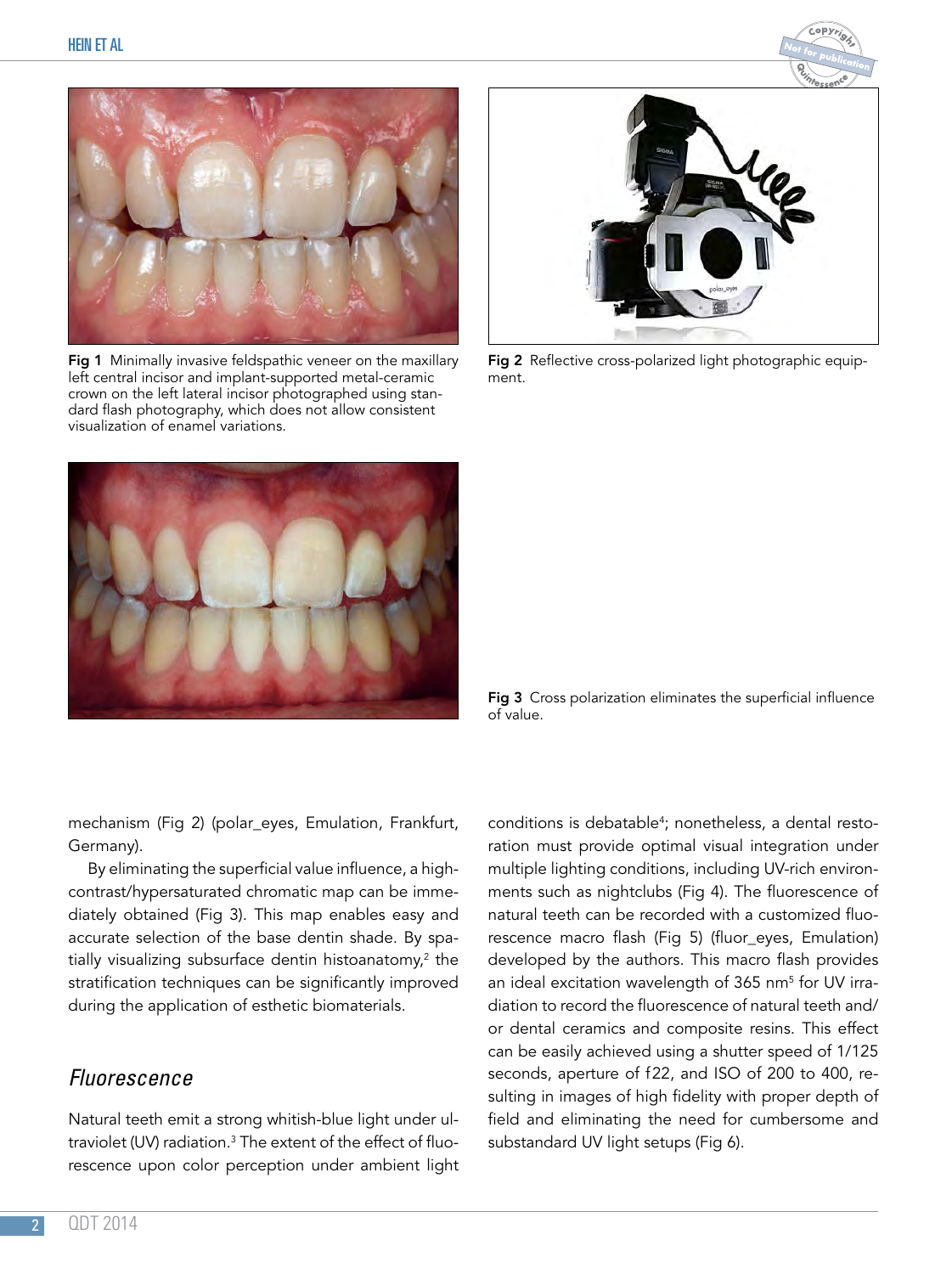Fig 1 Minimally invasive feldspathic veneer on the maxillary left central incisor and implant-supported metal-ceramic crown on the left lateral incisor photographed using standard flash photography, which does not allow consistent visualization of enamel variations.

Fig 2 Reflective cross-polarized light photographic equipment.

Fig 3 Cross polarization eliminates the superficial influence of value.

mechanism (Fig 2) (polar_eyes, Emulation, Frankfurt, Germany).

By eliminating the superficial value influence, a high-contrast/hypersaturated chromatic map can be immediately obtained (Fig 3). This map enables easy and accurate selection of the base dentin shade. By spatially visualizing subsurface dentin histoanatomy,[2] the stratification techniques can be significantly improved during the application of esthetic biomaterials.

## Fluorescence

Natural teeth emit a strong whitish-blue light under ultraviolet (UV) radiation.[3] The extent of the effect of fluorescence upon color perception under ambient light conditions is debatable[4]; nonetheless, a dental restoration must provide optimal visual integration under multiple lighting conditions, including UV-rich environments such as nightclubs (Fig 4). The fluorescence of natural teeth can be recorded with a customized fluorescence macro flash (Fig 5) (fluor_eyes, Emulation) developed by the authors. This macro flash provides an ideal excitation wavelength of 365 nm[5] for UV irradiation to record the fluorescence of natural teeth and/or dental ceramics and composite resins. This effect can be easily achieved using a shutter speed of 1/125 seconds, aperture of f22, and ISO of 200 to 400, resulting in images of high fidelity with proper depth of field and eliminating the need for cumbersome and substandard UV light setups (Fig 6).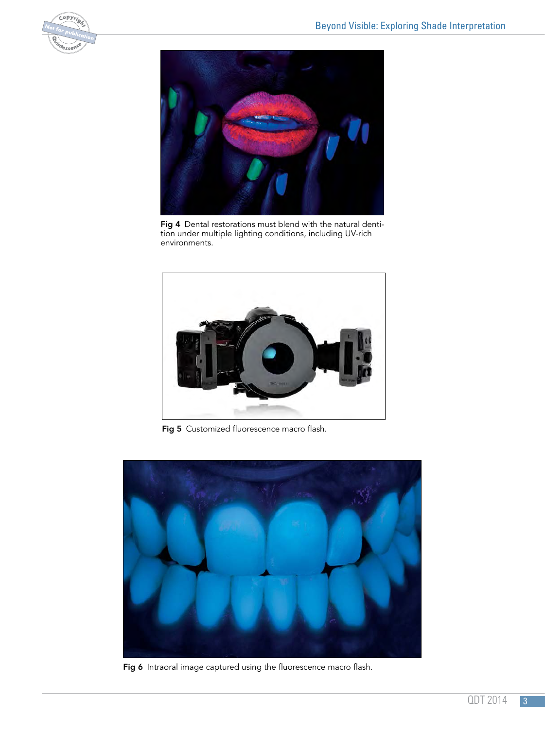**Fig 4** Dental restorations must blend with the natural dentition under multiple lighting conditions, including UV-rich environments.

**Fig 5** Customized fluorescence macro flash.

**Fig 6** Intraoral image captured using the fluorescence macro flash.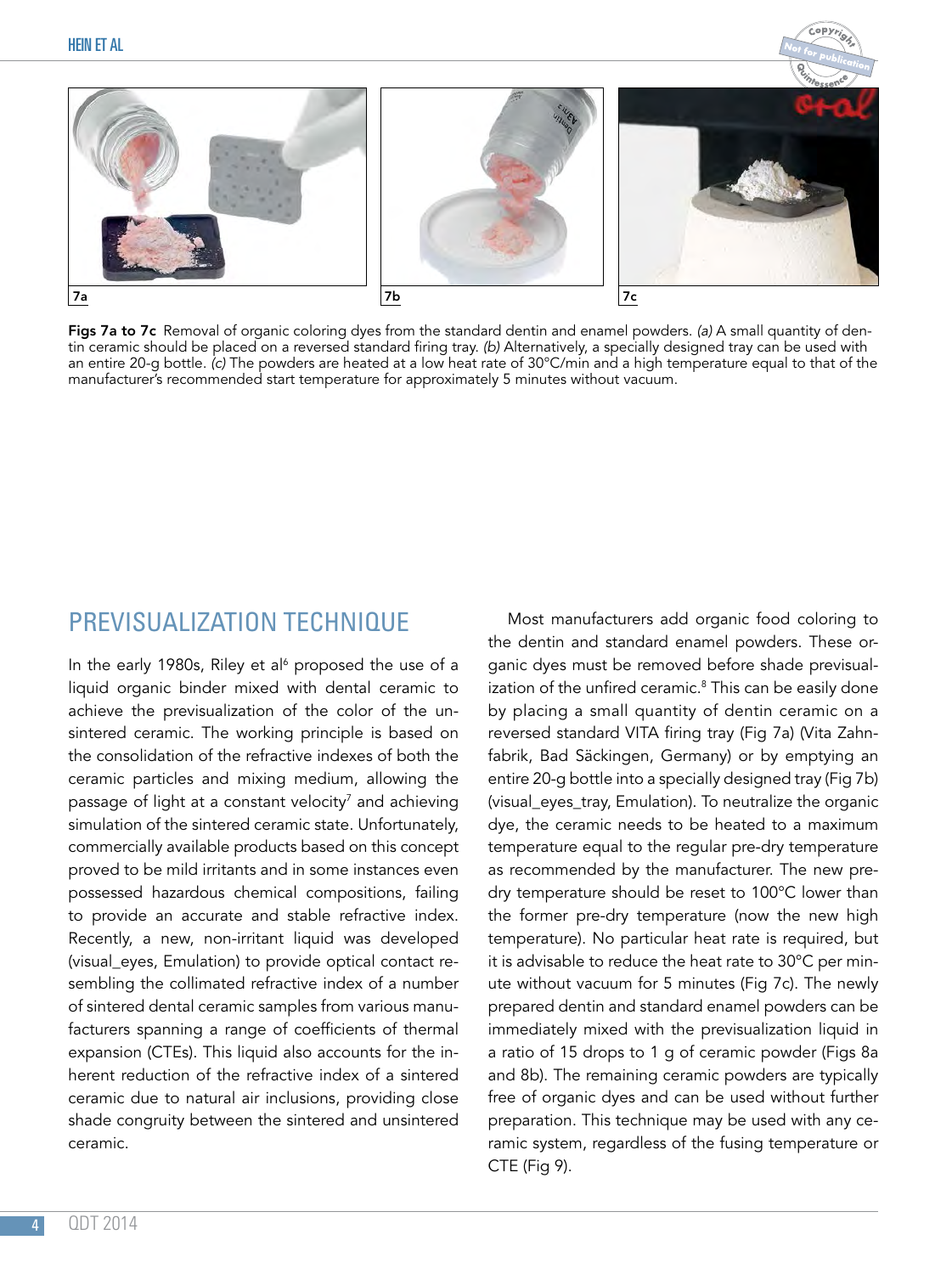**Figs 7a to 7c** Removal of organic coloring dyes from the standard dentin and enamel powders. *(a)* A small quantity of dentin ceramic should be placed on a reversed standard firing tray. *(b)* Alternatively, a specially designed tray can be used with an entire 20-g bottle. *(c)* The powders are heated at a low heat rate of 30°C/min and a high temperature equal to that of the manufacturer's recommended start temperature for approximately 5 minutes without vacuum.

## PREVISUALIZATION TECHNIQUE

In the early 1980s, Riley et al[6] proposed the use of a liquid organic binder mixed with dental ceramic to achieve the previsualization of the color of the unsintered ceramic. The working principle is based on the consolidation of the refractive indexes of both the ceramic particles and mixing medium, allowing the passage of light at a constant velocity[7] and achieving simulation of the sintered ceramic state. Unfortunately, commercially available products based on this concept proved to be mild irritants and in some instances even possessed hazardous chemical compositions, failing to provide an accurate and stable refractive index. Recently, a new, non-irritant liquid was developed (visual_eyes, Emulation) to provide optical contact resembling the collimated refractive index of a number of sintered dental ceramic samples from various manufacturers spanning a range of coefficients of thermal expansion (CTEs). This liquid also accounts for the inherent reduction of the refractive index of a sintered ceramic due to natural air inclusions, providing close shade congruity between the sintered and unsintered ceramic.

Most manufacturers add organic food coloring to the dentin and standard enamel powders. These organic dyes must be removed before shade previsualization of the unfired ceramic.[8] This can be easily done by placing a small quantity of dentin ceramic on a reversed standard VITA firing tray (Fig 7a) (Vita Zahnfabrik, Bad Säckingen, Germany) or by emptying an entire 20-g bottle into a specially designed tray (Fig 7b) (visual_eyes_tray, Emulation). To neutralize the organic dye, the ceramic needs to be heated to a maximum temperature equal to the regular pre-dry temperature as recommended by the manufacturer. The new pre-dry temperature should be reset to 100°C lower than the former pre-dry temperature (now the new high temperature). No particular heat rate is required, but it is advisable to reduce the heat rate to 30°C per minute without vacuum for 5 minutes (Fig 7c). The newly prepared dentin and standard enamel powders can be immediately mixed with the previsualization liquid in a ratio of 15 drops to 1 g of ceramic powder (Figs 8a and 8b). The remaining ceramic powders are typically free of organic dyes and can be used without further preparation. This technique may be used with any ceramic system, regardless of the fusing temperature or CTE (Fig 9).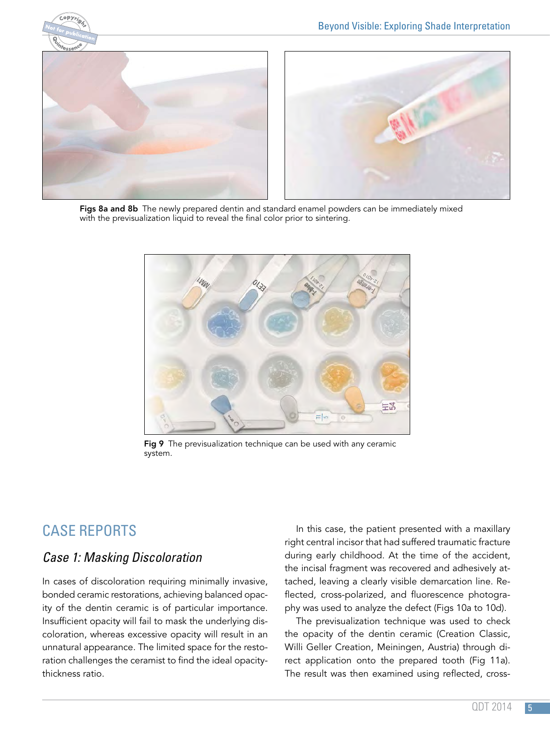Figs 8a and 8b The newly prepared dentin and standard enamel powders can be immediately mixed with the previsualization liquid to reveal the final color prior to sintering.

Fig 9 The previsualization technique can be used with any ceramic system.

## CASE REPORTS

### *Case 1: Masking Discoloration*

In cases of discoloration requiring minimally invasive, bonded ceramic restorations, achieving balanced opacity of the dentin ceramic is of particular importance. Insufficient opacity will fail to mask the underlying discoloration, whereas excessive opacity will result in an unnatural appearance. The limited space for the restoration challenges the ceramist to find the ideal opacity-thickness ratio.

In this case, the patient presented with a maxillary right central incisor that had suffered traumatic fracture during early childhood. At the time of the accident, the incisal fragment was recovered and adhesively attached, leaving a clearly visible demarcation line. Reflected, cross-polarized, and fluorescence photography was used to analyze the defect (Figs 10a to 10d).

The previsualization technique was used to check the opacity of the dentin ceramic (Creation Classic, Willi Geller Creation, Meiningen, Austria) through direct application onto the prepared tooth (Fig 11a). The result was then examined using reflected, cross-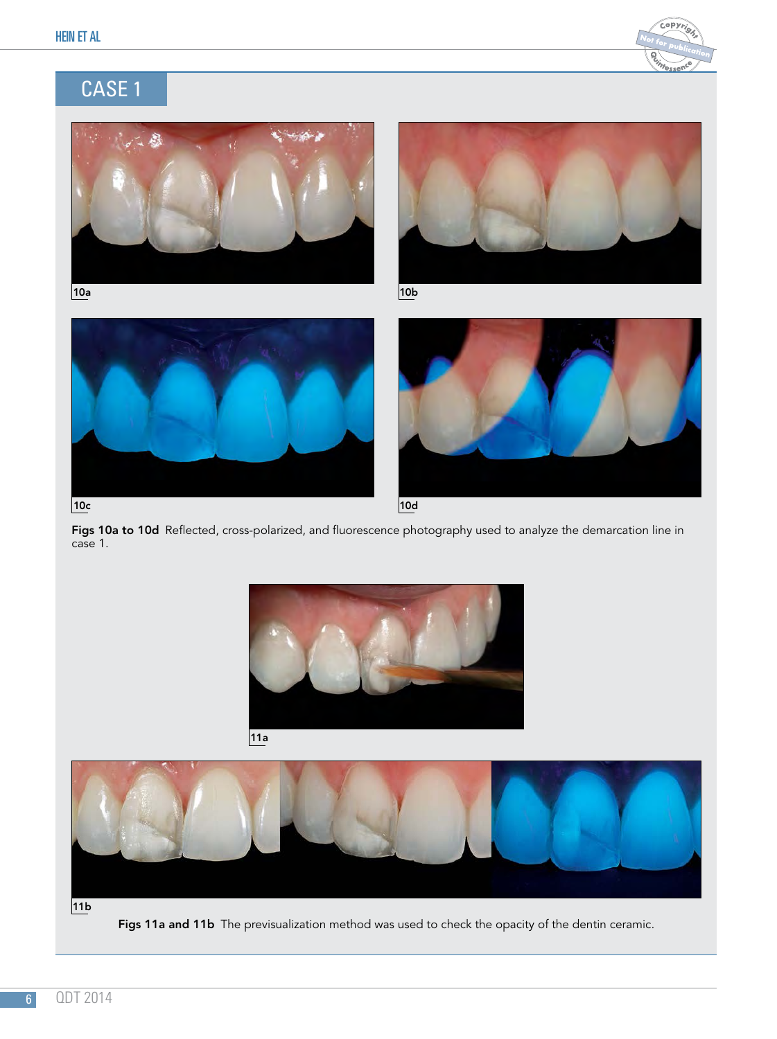## CASE 1

10a

10b

10c

10d

**Figs 10a to 10d** Reflected, cross-polarized, and fluorescence photography used to analyze the demarcation line in case 1.

11a

11b

**Figs 11a and 11b** The previsualization method was used to check the opacity of the dentin ceramic.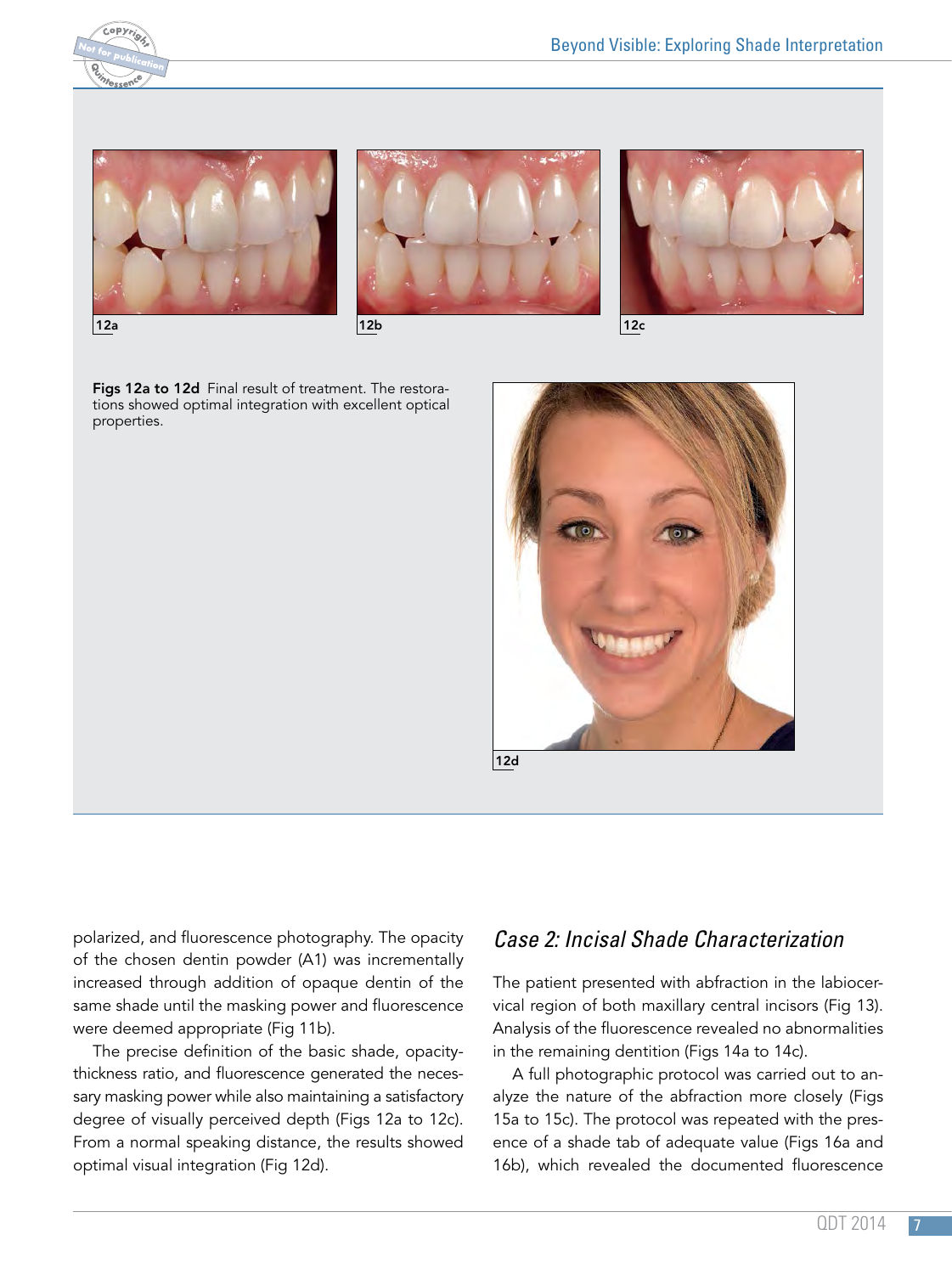12a

12b

12c

**Figs 12a to 12d** Final result of treatment. The restorations showed optimal integration with excellent optical properties.

12d

polarized, and fluorescence photography. The opacity of the chosen dentin powder (A1) was incrementally increased through addition of opaque dentin of the same shade until the masking power and fluorescence were deemed appropriate (Fig 11b).

The precise definition of the basic shade, opacity-thickness ratio, and fluorescence generated the necessary masking power while also maintaining a satisfactory degree of visually perceived depth (Figs 12a to 12c). From a normal speaking distance, the results showed optimal visual integration (Fig 12d).

## *Case 2: Incisal Shade Characterization*

The patient presented with abfraction in the labiocervical region of both maxillary central incisors (Fig 13). Analysis of the fluorescence revealed no abnormalities in the remaining dentition (Figs 14a to 14c).

A full photographic protocol was carried out to analyze the nature of the abfraction more closely (Figs 15a to 15c). The protocol was repeated with the presence of a shade tab of adequate value (Figs 16a and 16b), which revealed the documented fluorescence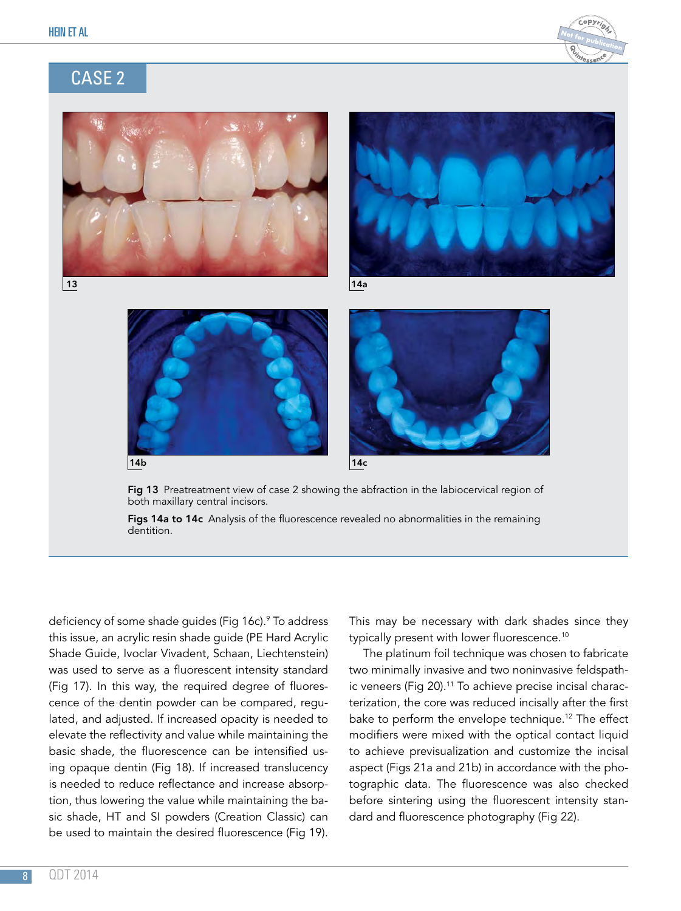## CASE 2

**Fig 13** Preatreatment view of case 2 showing the abfraction in the labiocervical region of both maxillary central incisors.

**Figs 14a to 14c** Analysis of the fluorescence revealed no abnormalities in the remaining dentition.

deficiency of some shade guides (Fig 16c).[9] To address this issue, an acrylic resin shade guide (PE Hard Acrylic Shade Guide, Ivoclar Vivadent, Schaan, Liechtenstein) was used to serve as a fluorescent intensity standard (Fig 17). In this way, the required degree of fluorescence of the dentin powder can be compared, regulated, and adjusted. If increased opacity is needed to elevate the reflectivity and value while maintaining the basic shade, the fluorescence can be intensified using opaque dentin (Fig 18). If increased translucency is needed to reduce reflectance and increase absorption, thus lowering the value while maintaining the basic shade, HT and SI powders (Creation Classic) can be used to maintain the desired fluorescence (Fig 19). This may be necessary with dark shades since they typically present with lower fluorescence.[10]

The platinum foil technique was chosen to fabricate two minimally invasive and two noninvasive feldspathic veneers (Fig 20).[11] To achieve precise incisal characterization, the core was reduced incisally after the first bake to perform the envelope technique.[12] The effect modifiers were mixed with the optical contact liquid to achieve previsualization and customize the incisal aspect (Figs 21a and 21b) in accordance with the photographic data. The fluorescence was also checked before sintering using the fluorescent intensity standard and fluorescence photography (Fig 22).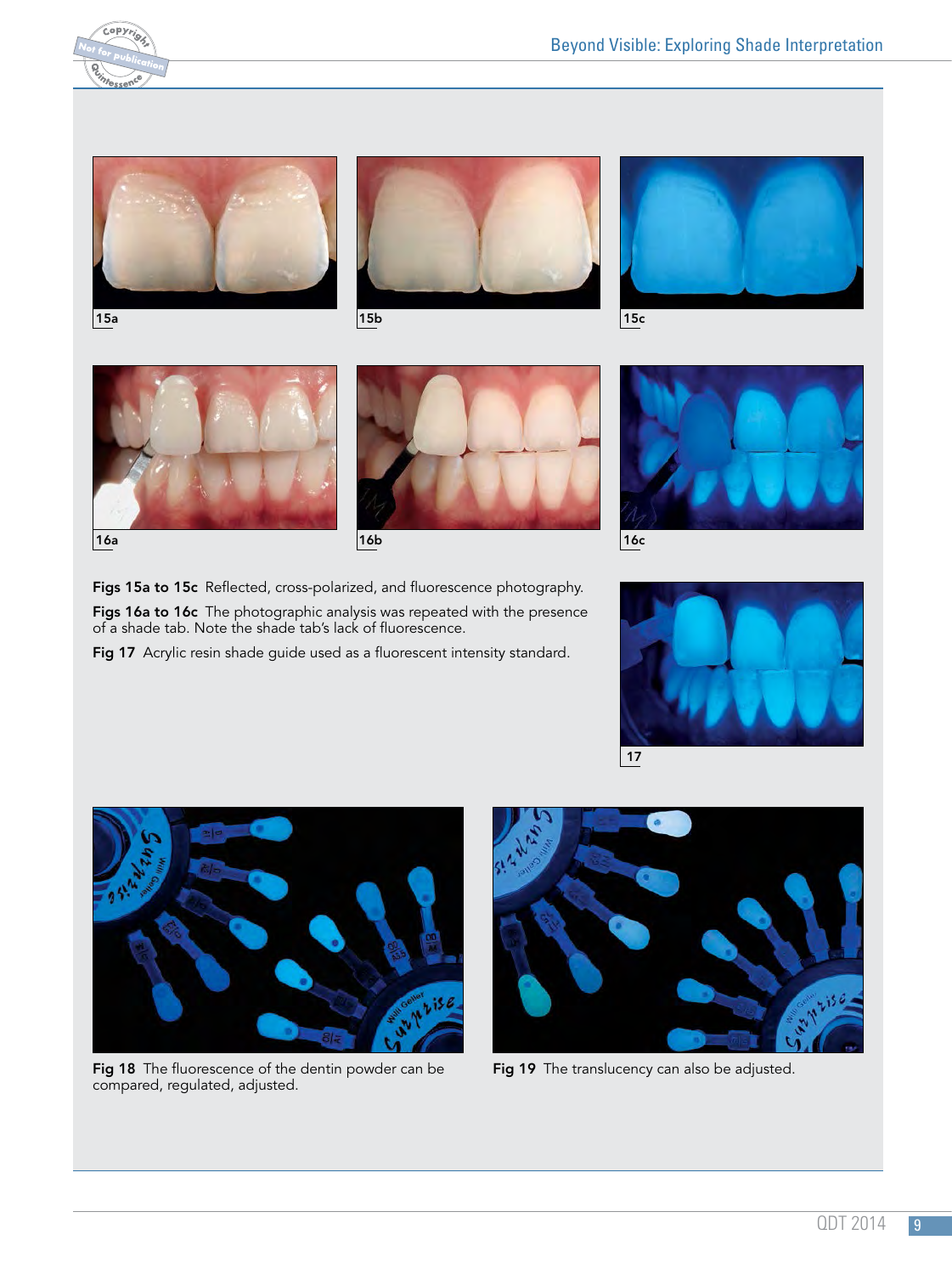**Figs 15a to 15c** Reflected, cross-polarized, and fluorescence photography.

**Figs 16a to 16c** The photographic analysis was repeated with the presence of a shade tab. Note the shade tab's lack of fluorescence.

**Fig 17** Acrylic resin shade guide used as a fluorescent intensity standard.

**Fig 18** The fluorescence of the dentin powder can be compared, regulated, adjusted.

**Fig 19** The translucency can also be adjusted.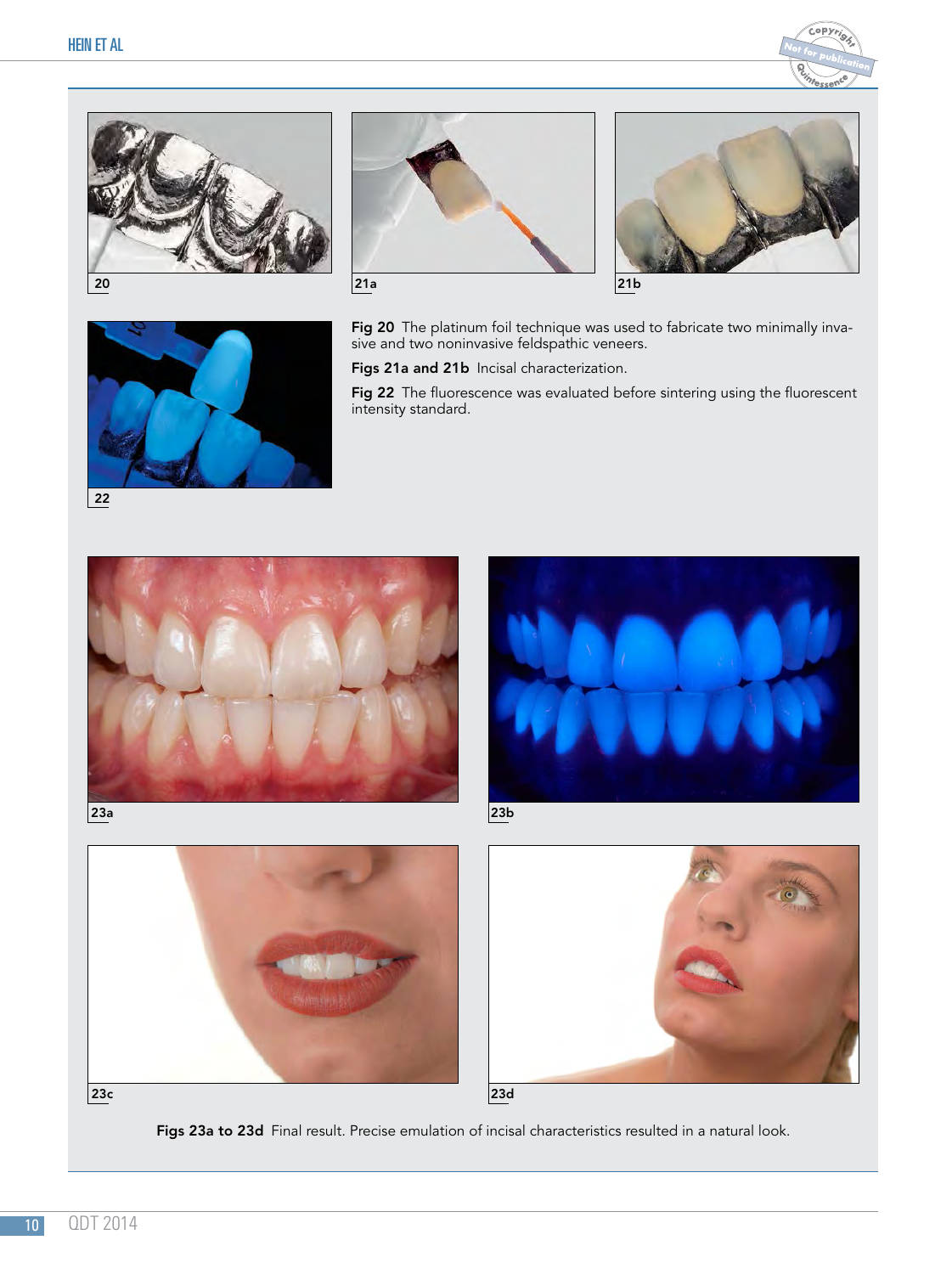Fig 20  The platinum foil technique was used to fabricate two minimally invasive and two noninvasive feldspathic veneers.

Figs 21a and 21b  Incisal characterization.

Fig 22  The fluorescence was evaluated before sintering using the fluorescent intensity standard.

Figs 23a to 23d  Final result. Precise emulation of incisal characteristics resulted in a natural look.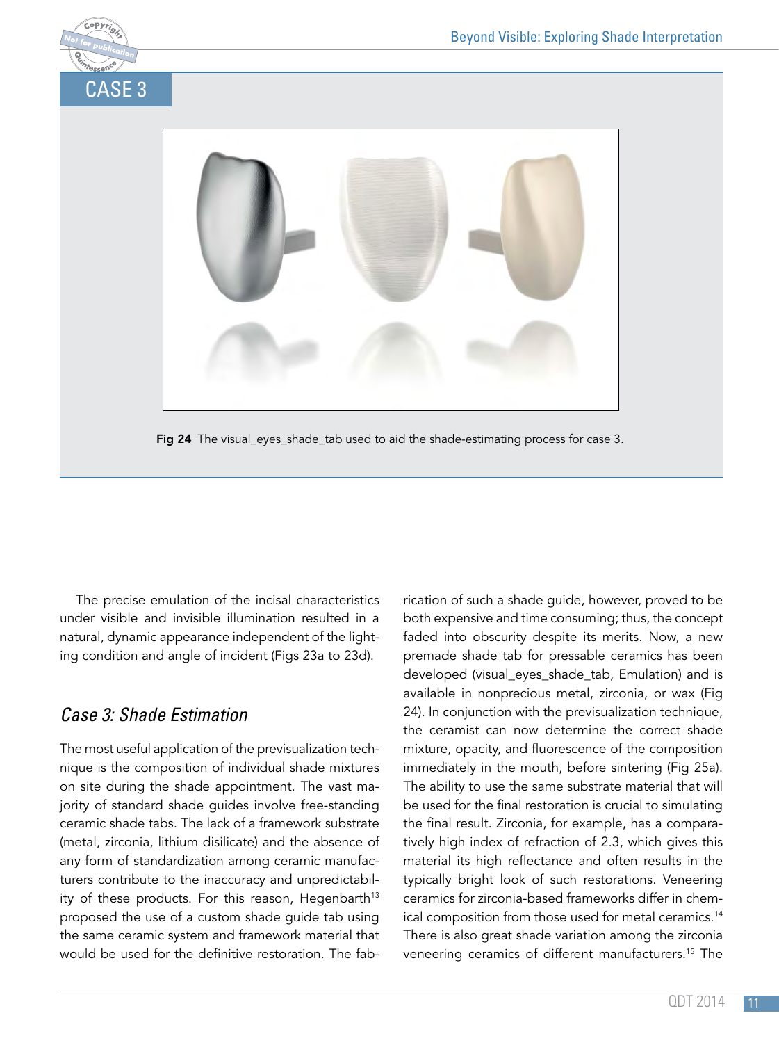## CASE 3

Fig 24 The visual_eyes_shade_tab used to aid the shade-estimating process for case 3.

The precise emulation of the incisal characteristics under visible and invisible illumination resulted in a natural, dynamic appearance independent of the lighting condition and angle of incident (Figs 23a to 23d).

### *Case 3: Shade Estimation*

The most useful application of the previsualization technique is the composition of individual shade mixtures on site during the shade appointment. The vast majority of standard shade guides involve free-standing ceramic shade tabs. The lack of a framework substrate (metal, zirconia, lithium disilicate) and the absence of any form of standardization among ceramic manufacturers contribute to the inaccuracy and unpredictability of these products. For this reason, Hegenbarth[13] proposed the use of a custom shade guide tab using the same ceramic system and framework material that would be used for the definitive restoration. The fabrication of such a shade guide, however, proved to be both expensive and time consuming; thus, the concept faded into obscurity despite its merits. Now, a new premade shade tab for pressable ceramics has been developed (visual_eyes_shade_tab, Emulation) and is available in nonprecious metal, zirconia, or wax (Fig 24). In conjunction with the previsualization technique, the ceramist can now determine the correct shade mixture, opacity, and fluorescence of the composition immediately in the mouth, before sintering (Fig 25a). The ability to use the same substrate material that will be used for the final restoration is crucial to simulating the final result. Zirconia, for example, has a comparatively high index of refraction of 2.3, which gives this material its high reflectance and often results in the typically bright look of such restorations. Veneering ceramics for zirconia-based frameworks differ in chemical composition from those used for metal ceramics.[14] There is also great shade variation among the zirconia veneering ceramics of different manufacturers.[15] The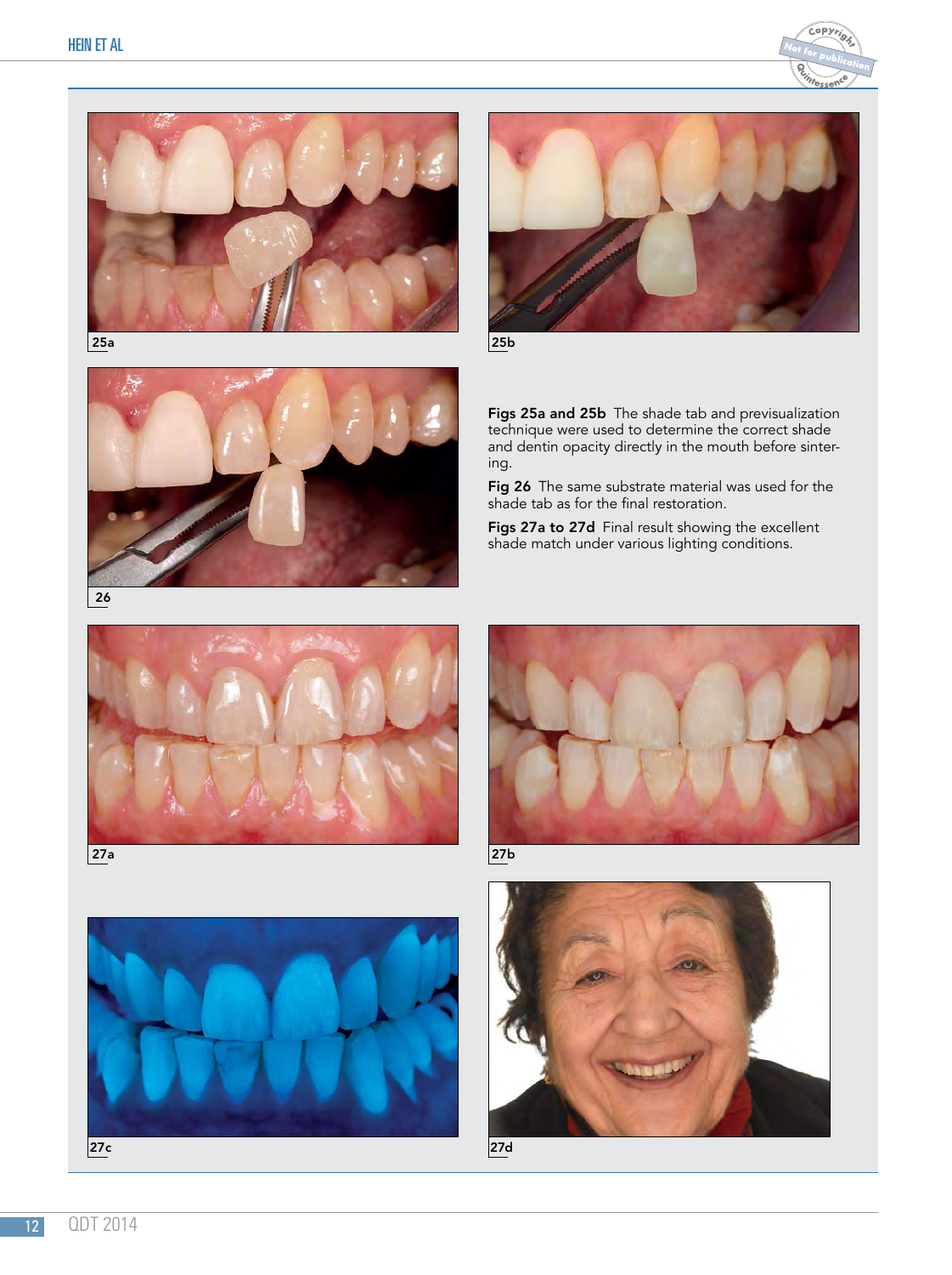25a

25b

26

**Figs 25a and 25b** The shade tab and previsualization technique were used to determine the correct shade and dentin opacity directly in the mouth before sintering.

**Fig 26** The same substrate material was used for the shade tab as for the final restoration.

**Figs 27a to 27d** Final result showing the excellent shade match under various lighting conditions.

27a

27b

27c

27d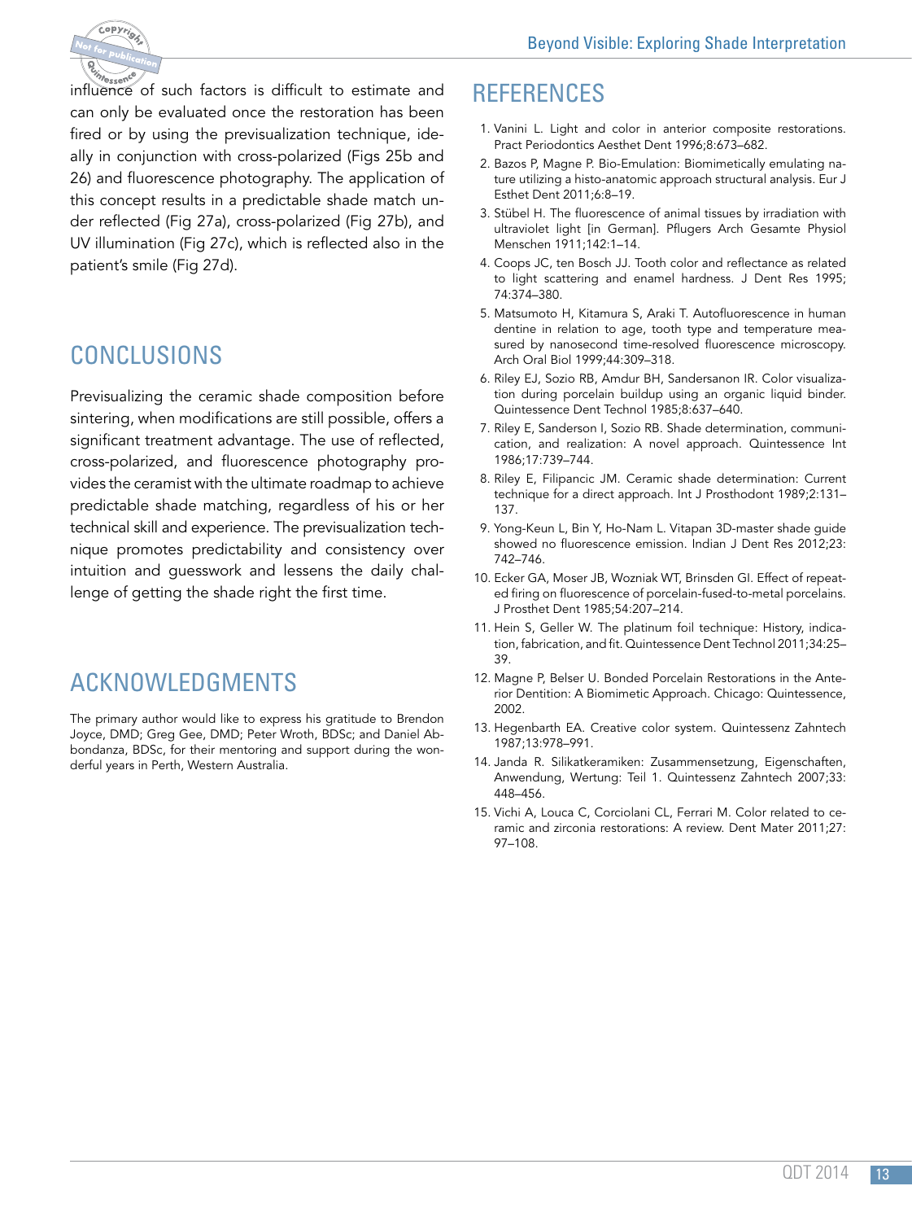influence of such factors is difficult to estimate and can only be evaluated once the restoration has been fired or by using the previsualization technique, ideally in conjunction with cross-polarized (Figs 25b and 26) and fluorescence photography. The application of this concept results in a predictable shade match under reflected (Fig 27a), cross-polarized (Fig 27b), and UV illumination (Fig 27c), which is reflected also in the patient's smile (Fig 27d).

## CONCLUSIONS

Previsualizing the ceramic shade composition before sintering, when modifications are still possible, offers a significant treatment advantage. The use of reflected, cross-polarized, and fluorescence photography provides the ceramist with the ultimate roadmap to achieve predictable shade matching, regardless of his or her technical skill and experience. The previsualization technique promotes predictability and consistency over intuition and guesswork and lessens the daily challenge of getting the shade right the first time.

## ACKNOWLEDGMENTS

The primary author would like to express his gratitude to Brendon Joyce, DMD; Greg Gee, DMD; Peter Wroth, BDSc; and Daniel Abbondanza, BDSc, for their mentoring and support during the wonderful years in Perth, Western Australia.

## REFERENCES

1. Vanini L. Light and color in anterior composite restorations. Pract Periodontics Aesthet Dent 1996;8:673–682.
2. Bazos P, Magne P. Bio-Emulation: Biomimetically emulating nature utilizing a histo-anatomic approach structural analysis. Eur J Esthet Dent 2011;6:8–19.
3. Stübel H. The fluorescence of animal tissues by irradiation with ultraviolet light [in German]. Pflugers Arch Gesamte Physiol Menschen 1911;142:1–14.
4. Coops JC, ten Bosch JJ. Tooth color and reflectance as related to light scattering and enamel hardness. J Dent Res 1995; 74:374–380.
5. Matsumoto H, Kitamura S, Araki T. Autofluorescence in human dentine in relation to age, tooth type and temperature measured by nanosecond time-resolved fluorescence microscopy. Arch Oral Biol 1999;44:309–318.
6. Riley EJ, Sozio RB, Amdur BH, Sandersanon IR. Color visualization during porcelain buildup using an organic liquid binder. Quintessence Dent Technol 1985;8:637–640.
7. Riley E, Sanderson I, Sozio RB. Shade determination, communication, and realization: A novel approach. Quintessence Int 1986;17:739–744.
8. Riley E, Filipancic JM. Ceramic shade determination: Current technique for a direct approach. Int J Prosthodont 1989;2:131–137.
9. Yong-Keun L, Bin Y, Ho-Nam L. Vitapan 3D-master shade guide showed no fluorescence emission. Indian J Dent Res 2012;23: 742–746.
10. Ecker GA, Moser JB, Wozniak WT, Brinsden GI. Effect of repeated firing on fluorescence of porcelain-fused-to-metal porcelains. J Prosthet Dent 1985;54:207–214.
11. Hein S, Geller W. The platinum foil technique: History, indication, fabrication, and fit. Quintessence Dent Technol 2011;34:25–39.
12. Magne P, Belser U. Bonded Porcelain Restorations in the Anterior Dentition: A Biomimetic Approach. Chicago: Quintessence, 2002.
13. Hegenbarth EA. Creative color system. Quintessenz Zahntech 1987;13:978–991.
14. Janda R. Silikatkeramiken: Zusammensetzung, Eigenschaften, Anwendung, Wertung: Teil 1. Quintessenz Zahntech 2007;33: 448–456.
15. Vichi A, Louca C, Corciolani CL, Ferrari M. Color related to ceramic and zirconia restorations: A review. Dent Mater 2011;27: 97–108.